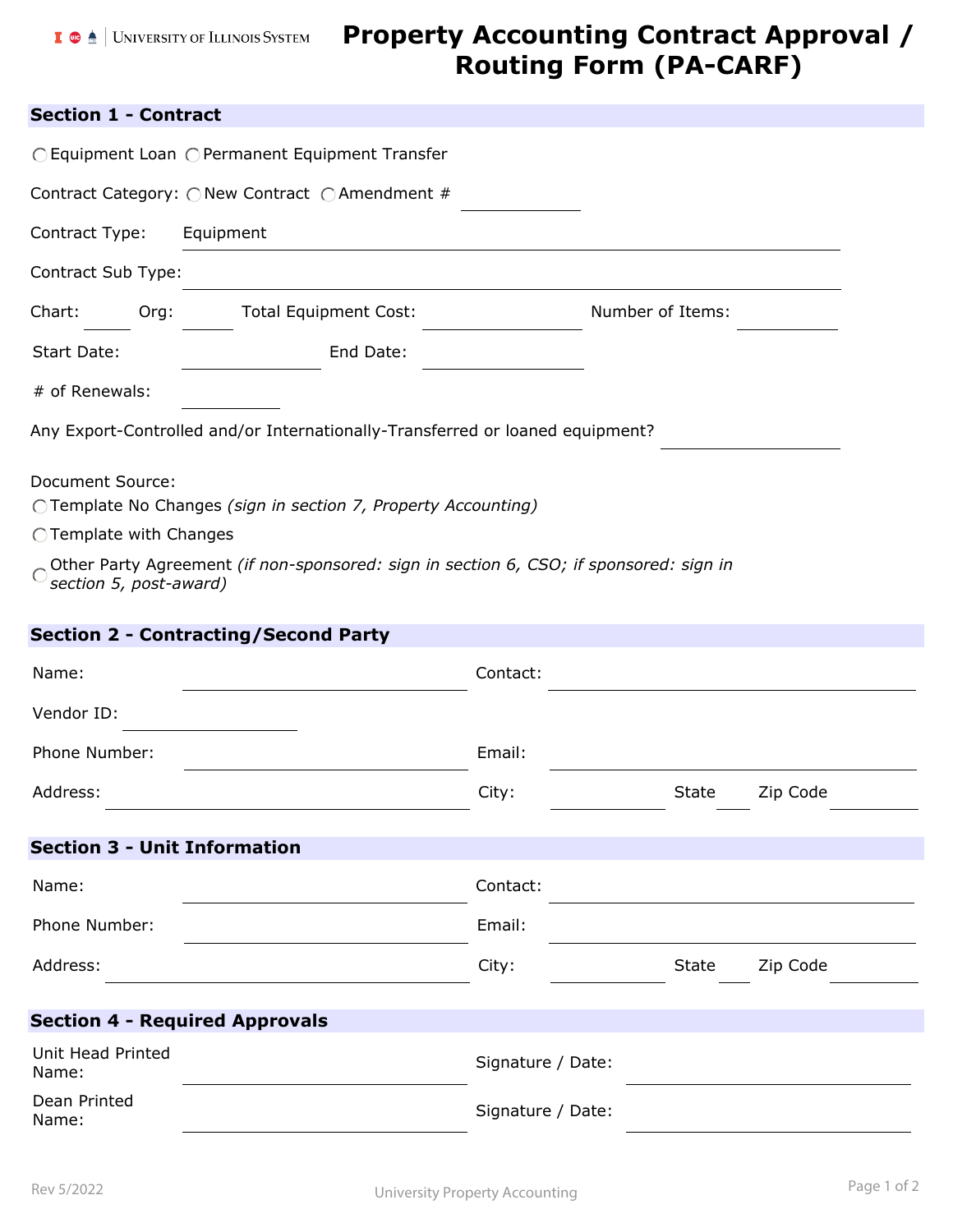# Property Accounting Contract Approval / Routing Form (PA-CARF)

University of Illinois System

## Section 1 - Contract

○ Equipment Loan ○ Permanent Equipment Transfer

Contract Category: ○ New Contract ○ Amendment # ________

Contract Type: Equipment

Contract Sub Type: ________

Chart: ____ Org: ____ Total Equipment Cost: ________ Number of Items: ________

Start Date: ________ End Date: ________

# of Renewals: ________

Any Export-Controlled and/or Internationally-Transferred or loaned equipment? ________

Document Source:

○ Template No Changes *(sign in section 7, Property Accounting)*

○ Template with Changes

○ Other Party Agreement *(if non-sponsored: sign in section 6, CSO; if sponsored: sign in section 5, post-award)*

## Section 2 - Contracting/Second Party

Name: ________ Contact: ________

Vendor ID: ________

Phone Number: ________ Email: ________

Address: ________ City: ________ State ____ Zip Code ________

## Section 3 - Unit Information

Name: ________ Contact: ________

Phone Number: ________ Email: ________

Address: ________ City: ________ State ____ Zip Code ________

## Section 4 - Required Approvals

Unit Head Printed Name: ________ Signature / Date: ________

Dean Printed Name: ________ Signature / Date: ________

Rev 5/2022

University Property Accounting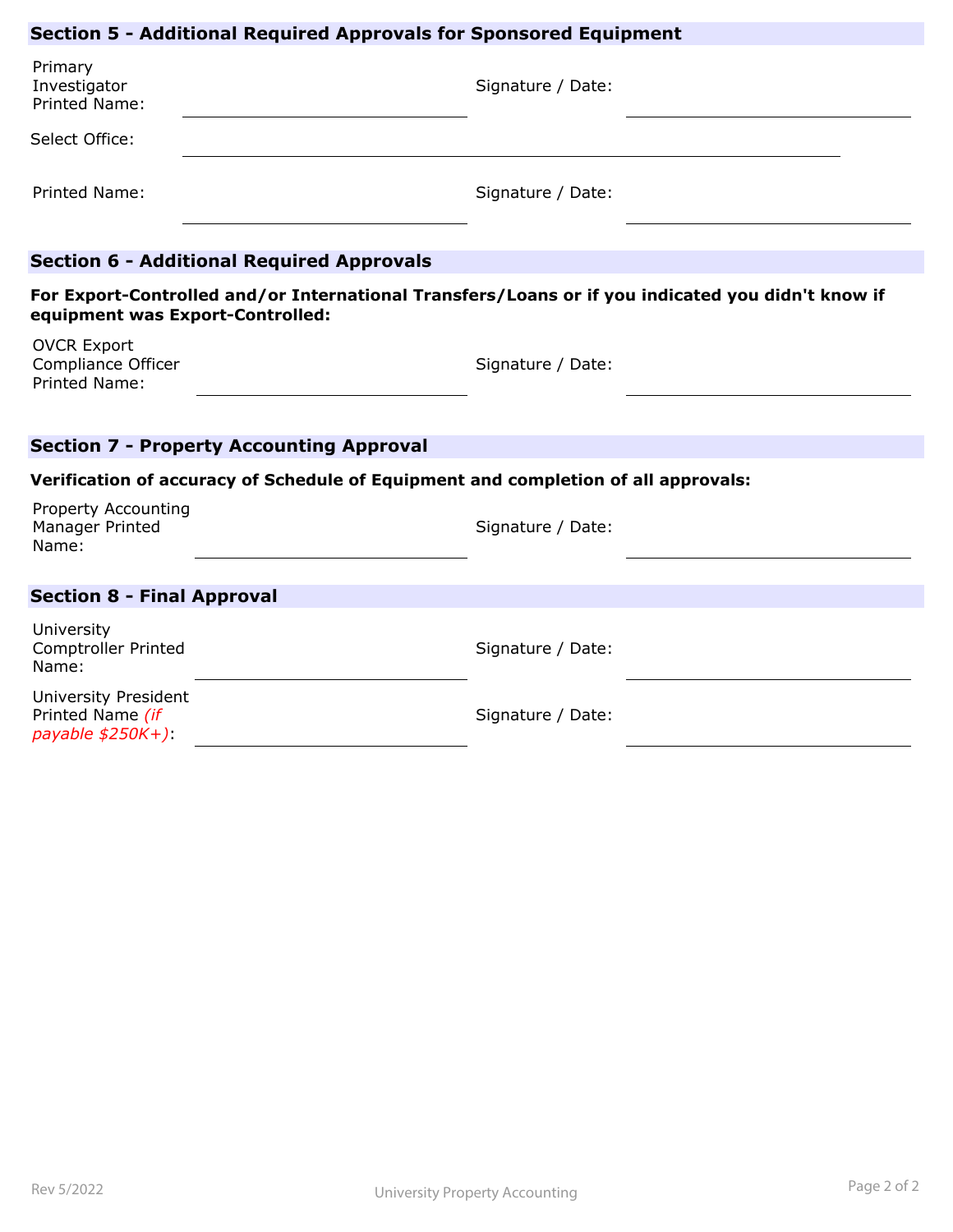## Section 5 - Additional Required Approvals for Sponsored Equipment

Primary Investigator Printed Name: ______________________ Signature / Date: ______________________

Select Office: ______________________________________________

Printed Name: ______________________ Signature / Date: ______________________

## Section 6 - Additional Required Approvals

**For Export-Controlled and/or International Transfers/Loans or if you indicated you didn't know if equipment was Export-Controlled:**

OVCR Export Compliance Officer Printed Name: ______________________ Signature / Date: ______________________

## Section 7 - Property Accounting Approval

**Verification of accuracy of Schedule of Equipment and completion of all approvals:**

Property Accounting Manager Printed Name: ______________________ Signature / Date: ______________________

## Section 8 - Final Approval

University Comptroller Printed Name: ______________________ Signature / Date: ______________________

University President Printed Name *(if payable $250K+)*: ______________________ Signature / Date: ______________________

Rev 5/2022

University Property Accounting